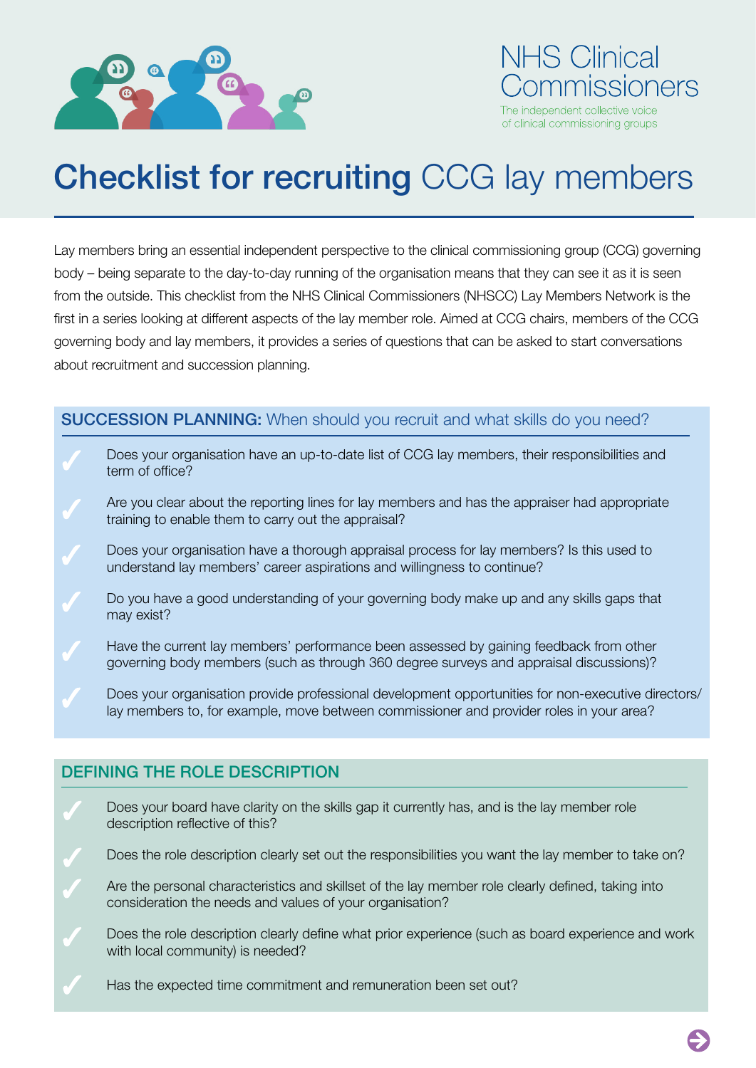NHS Clinical Commissioners

The independent collective voice of clinical commissioning groups

# **Checklist for recruiting** CCG lay members

Lay members bring an essential independent perspective to the clinical commissioning group (CCG) governing body – being separate to the day-to-day running of the organisation means that they can see it as it is seen from the outside. This checklist from the NHS Clinical Commissioners (NHSCC) Lay Members Network is the first in a series looking at different aspects of the lay member role. Aimed at CCG chairs, members of the CCG governing body and lay members, it provides a series of questions that can be asked to start conversations about recruitment and succession planning.

## **SUCCESSION PLANNING:** When should you recruit and what skills do you need?

- ✓ Does your organisation have an up-to-date list of CCG lay members, their responsibilities and term of office?
- ✓ Are you clear about the reporting lines for lay members and has the appraiser had appropriate training to enable them to carry out the appraisal?
- ✓ Does your organisation have a thorough appraisal process for lay members? Is this used to understand lay members' career aspirations and willingness to continue?
- ✓ Do you have a good understanding of your governing body make up and any skills gaps that may exist?
- ✓ Have the current lay members' performance been assessed by gaining feedback from other governing body members (such as through 360 degree surveys and appraisal discussions)?
- ✓ Does your organisation provide professional development opportunities for non-executive directors/lay members to, for example, move between commissioner and provider roles in your area?

## **DEFINING THE ROLE DESCRIPTION**

- ✓ Does your board have clarity on the skills gap it currently has, and is the lay member role description reflective of this?
- ✓ Does the role description clearly set out the responsibilities you want the lay member to take on?
- ✓ Are the personal characteristics and skillset of the lay member role clearly defined, taking into consideration the needs and values of your organisation?
- ✓ Does the role description clearly define what prior experience (such as board experience and work with local community) is needed?
- ✓ Has the expected time commitment and remuneration been set out?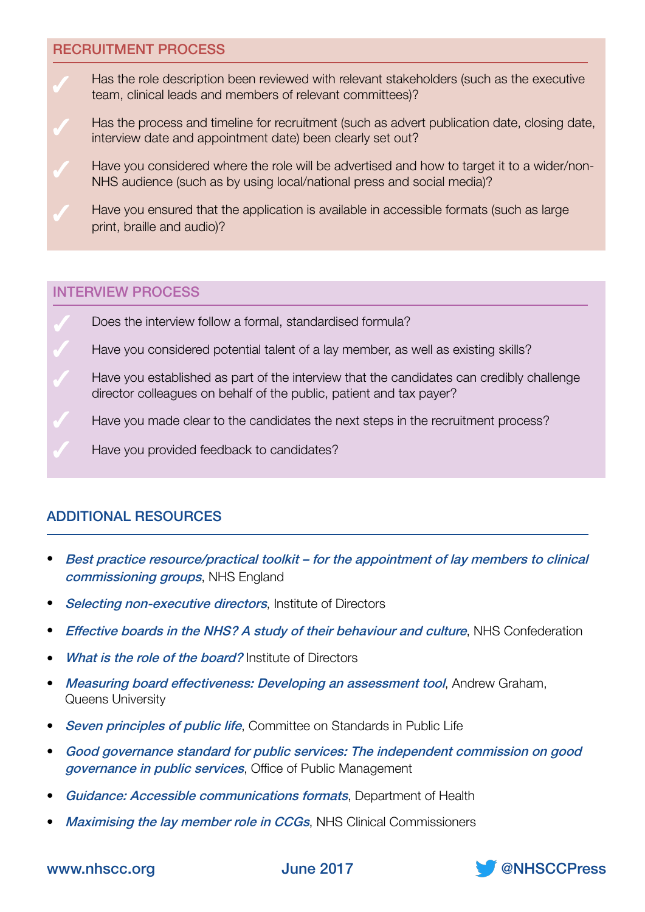## RECRUITMENT PROCESS

- ✓ Has the role description been reviewed with relevant stakeholders (such as the executive team, clinical leads and members of relevant committees)?
- ✓ Has the process and timeline for recruitment (such as advert publication date, closing date, interview date and appointment date) been clearly set out?
- ✓ Have you considered where the role will be advertised and how to target it to a wider/non-NHS audience (such as by using local/national press and social media)?
- ✓ Have you ensured that the application is available in accessible formats (such as large print, braille and audio)?

## INTERVIEW PROCESS

- ✓ Does the interview follow a formal, standardised formula?
- ✓ Have you considered potential talent of a lay member, as well as existing skills?
- ✓ Have you established as part of the interview that the candidates can credibly challenge director colleagues on behalf of the public, patient and tax payer?
- ✓ Have you made clear to the candidates the next steps in the recruitment process?
- ✓ Have you provided feedback to candidates?

## ADDITIONAL RESOURCES

- ***Best practice resource/practical toolkit – for the appointment of lay members to clinical commissioning groups***, NHS England
- ***Selecting non-executive directors***, Institute of Directors
- ***Effective boards in the NHS? A study of their behaviour and culture***, NHS Confederation
- ***What is the role of the board?*** Institute of Directors
- ***Measuring board effectiveness: Developing an assessment tool***, Andrew Graham, Queens University
- ***Seven principles of public life***, Committee on Standards in Public Life
- ***Good governance standard for public services: The independent commission on good governance in public services***, Office of Public Management
- ***Guidance: Accessible communications formats***, Department of Health
- ***Maximising the lay member role in CCGs***, NHS Clinical Commissioners

www.nhscc.org June 2017 @NHSCCPress